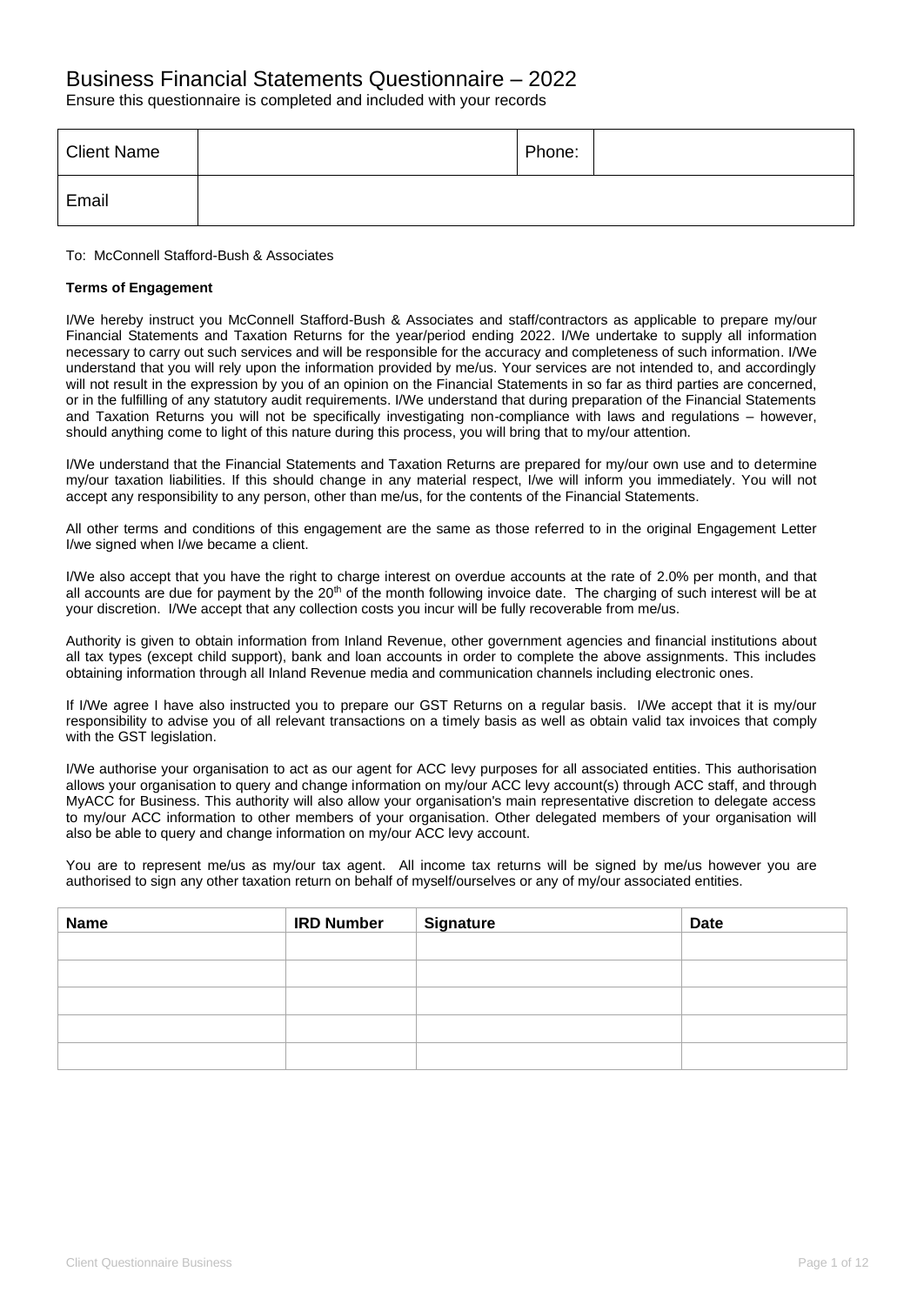# Business Financial Statements Questionnaire – 2022

Ensure this questionnaire is completed and included with your records

| Client Name | | Phone: | |
|---|---|---|---|
| Email | | | |

To: McConnell Stafford-Bush & Associates

**Terms of Engagement**

I/We hereby instruct you McConnell Stafford-Bush & Associates and staff/contractors as applicable to prepare my/our Financial Statements and Taxation Returns for the year/period ending 2022. I/We undertake to supply all information necessary to carry out such services and will be responsible for the accuracy and completeness of such information. I/We understand that you will rely upon the information provided by me/us. Your services are not intended to, and accordingly will not result in the expression by you of an opinion on the Financial Statements in so far as third parties are concerned, or in the fulfilling of any statutory audit requirements. I/We understand that during preparation of the Financial Statements and Taxation Returns you will not be specifically investigating non-compliance with laws and regulations – however, should anything come to light of this nature during this process, you will bring that to my/our attention.

I/We understand that the Financial Statements and Taxation Returns are prepared for my/our own use and to determine my/our taxation liabilities. If this should change in any material respect, I/we will inform you immediately. You will not accept any responsibility to any person, other than me/us, for the contents of the Financial Statements.

All other terms and conditions of this engagement are the same as those referred to in the original Engagement Letter I/we signed when I/we became a client.

I/We also accept that you have the right to charge interest on overdue accounts at the rate of 2.0% per month, and that all accounts are due for payment by the 20th of the month following invoice date. The charging of such interest will be at your discretion. I/We accept that any collection costs you incur will be fully recoverable from me/us.

Authority is given to obtain information from Inland Revenue, other government agencies and financial institutions about all tax types (except child support), bank and loan accounts in order to complete the above assignments. This includes obtaining information through all Inland Revenue media and communication channels including electronic ones.

If I/We agree I have also instructed you to prepare our GST Returns on a regular basis. I/We accept that it is my/our responsibility to advise you of all relevant transactions on a timely basis as well as obtain valid tax invoices that comply with the GST legislation.

I/We authorise your organisation to act as our agent for ACC levy purposes for all associated entities. This authorisation allows your organisation to query and change information on my/our ACC levy account(s) through ACC staff, and through MyACC for Business. This authority will also allow your organisation's main representative discretion to delegate access to my/our ACC information to other members of your organisation. Other delegated members of your organisation will also be able to query and change information on my/our ACC levy account.

You are to represent me/us as my/our tax agent. All income tax returns will be signed by me/us however you are authorised to sign any other taxation return on behalf of myself/ourselves or any of my/our associated entities.

| Name | IRD Number | Signature | Date |
|---|---|---|---|
| | | | |
| | | | |
| | | | |
| | | | |
| | | | |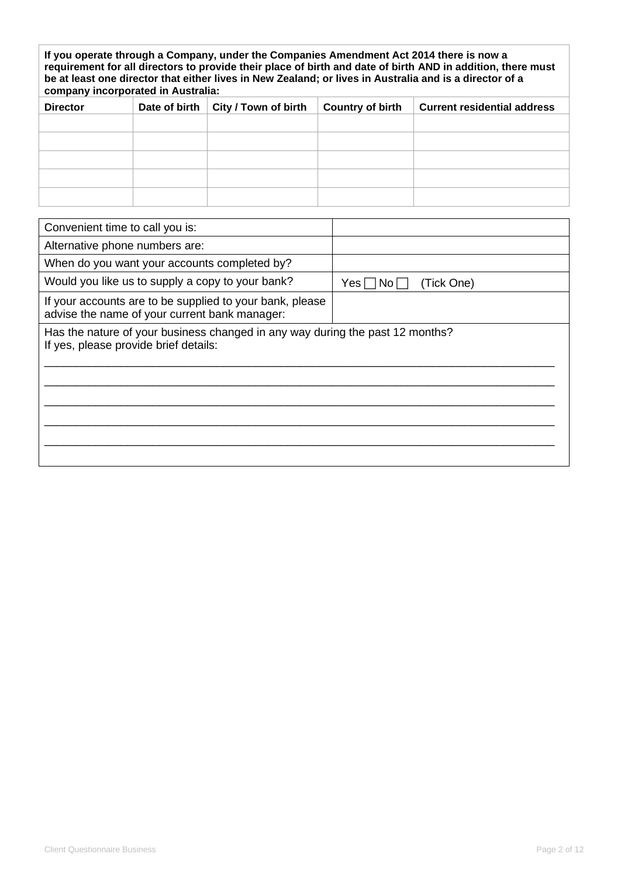**If you operate through a Company, under the Companies Amendment Act 2014 there is now a requirement for all directors to provide their place of birth and date of birth AND in addition, there must be at least one director that either lives in New Zealand; or lives in Australia and is a director of a company incorporated in Australia:**

| Director | Date of birth | City / Town of birth | Country of birth | Current residential address |
|---|---|---|---|---|
| | | | | |
| | | | | |
| | | | | |
| | | | | |
| | | | | |

| | |
|---|---|
| Convenient time to call you is: | |
| Alternative phone numbers are: | |
| When do you want your accounts completed by? | |
| Would you like us to supply a copy to your bank? | Yes ☐ No ☐ (Tick One) |
| If your accounts are to be supplied to your bank, please advise the name of your current bank manager: | |

Has the nature of your business changed in any way during the past 12 months?
If yes, please provide brief details:

\_\_\_\_\_\_\_\_\_\_\_\_\_\_\_\_\_\_\_\_\_\_\_\_\_\_\_\_\_\_\_\_\_\_\_\_\_\_\_\_\_\_\_\_\_\_\_\_\_\_\_\_\_\_\_\_\_\_\_\_\_\_\_\_\_\_\_\_\_\_\_\_\_\_\_\_

\_\_\_\_\_\_\_\_\_\_\_\_\_\_\_\_\_\_\_\_\_\_\_\_\_\_\_\_\_\_\_\_\_\_\_\_\_\_\_\_\_\_\_\_\_\_\_\_\_\_\_\_\_\_\_\_\_\_\_\_\_\_\_\_\_\_\_\_\_\_\_\_\_\_\_\_

\_\_\_\_\_\_\_\_\_\_\_\_\_\_\_\_\_\_\_\_\_\_\_\_\_\_\_\_\_\_\_\_\_\_\_\_\_\_\_\_\_\_\_\_\_\_\_\_\_\_\_\_\_\_\_\_\_\_\_\_\_\_\_\_\_\_\_\_\_\_\_\_\_\_\_\_

\_\_\_\_\_\_\_\_\_\_\_\_\_\_\_\_\_\_\_\_\_\_\_\_\_\_\_\_\_\_\_\_\_\_\_\_\_\_\_\_\_\_\_\_\_\_\_\_\_\_\_\_\_\_\_\_\_\_\_\_\_\_\_\_\_\_\_\_\_\_\_\_\_\_\_\_

\_\_\_\_\_\_\_\_\_\_\_\_\_\_\_\_\_\_\_\_\_\_\_\_\_\_\_\_\_\_\_\_\_\_\_\_\_\_\_\_\_\_\_\_\_\_\_\_\_\_\_\_\_\_\_\_\_\_\_\_\_\_\_\_\_\_\_\_\_\_\_\_\_\_\_\_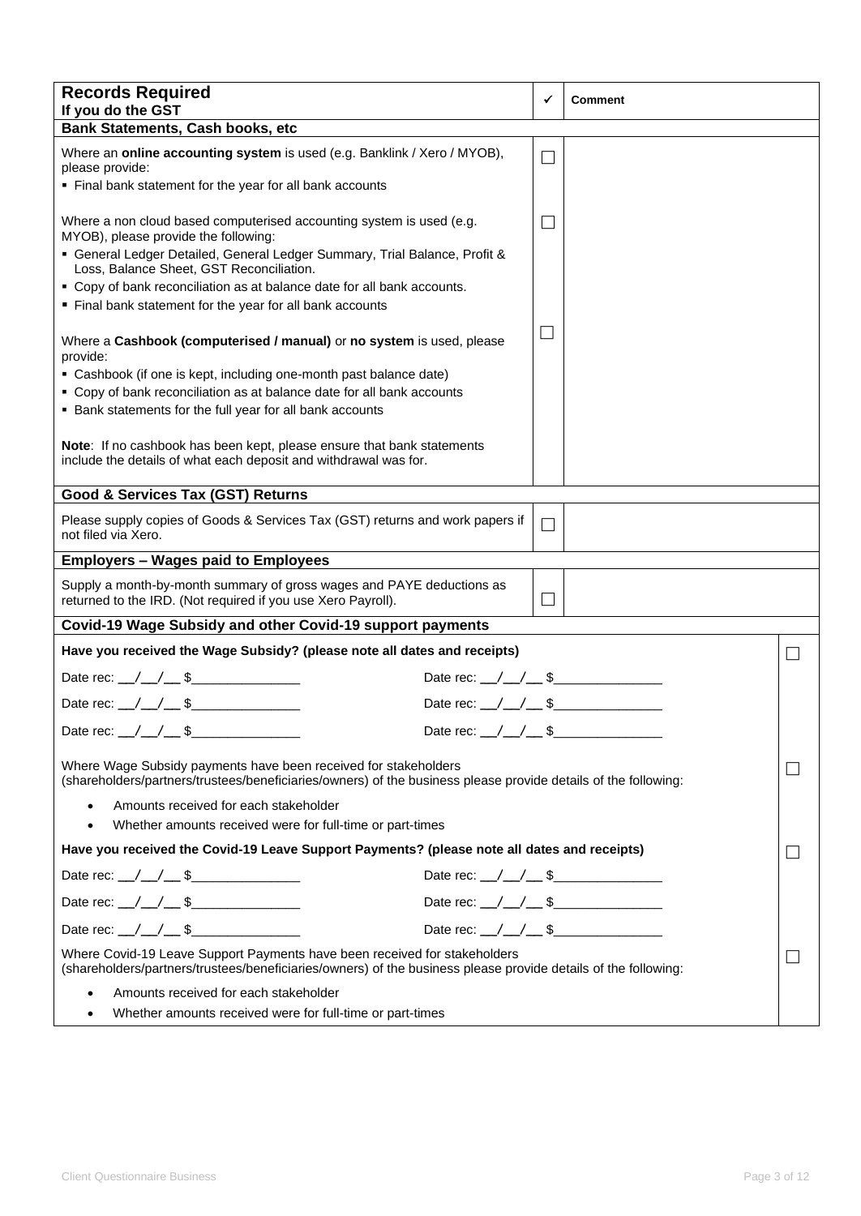| **Records Required**<br>**If you do the GST** | ✓ | **Comment** |
|---|---|---|
| **Bank Statements, Cash books, etc** | | |
| Where an **online accounting system** is used (e.g. Banklink / Xero / MYOB), please provide:<br>▪ Final bank statement for the year for all bank accounts | ☐ | |
| Where a non cloud based computerised accounting system is used (e.g. MYOB), please provide the following:<br>▪ General Ledger Detailed, General Ledger Summary, Trial Balance, Profit & Loss, Balance Sheet, GST Reconciliation.<br>▪ Copy of bank reconciliation as at balance date for all bank accounts.<br>▪ Final bank statement for the year for all bank accounts | ☐ | |
| Where a **Cashbook (computerised / manual)** or **no system** is used, please provide:<br>▪ Cashbook (if one is kept, including one-month past balance date)<br>▪ Copy of bank reconciliation as at balance date for all bank accounts<br>▪ Bank statements for the full year for all bank accounts<br><br>**Note**: If no cashbook has been kept, please ensure that bank statements include the details of what each deposit and withdrawal was for. | ☐ | |
| **Good & Services Tax (GST) Returns** | | |
| Please supply copies of Goods & Services Tax (GST) returns and work papers if not filed via Xero. | ☐ | |
| **Employers – Wages paid to Employees** | | |
| Supply a month-by-month summary of gross wages and PAYE deductions as returned to the IRD. (Not required if you use Xero Payroll). | ☐ | |

**Covid-19 Wage Subsidy and other Covid-19 support payments**

| | | |
|---|---|---|
| **Have you received the Wage Subsidy? (please note all dates and receipts)** | | ☐ |
| Date rec: \_\_/\_\_/\_\_ $\_\_\_\_\_\_\_\_\_\_\_\_\_\_\_ | Date rec: \_\_/\_\_/\_\_ $\_\_\_\_\_\_\_\_\_\_\_\_\_\_\_ | |
| Date rec: \_\_/\_\_/\_\_ $\_\_\_\_\_\_\_\_\_\_\_\_\_\_\_ | Date rec: \_\_/\_\_/\_\_ $\_\_\_\_\_\_\_\_\_\_\_\_\_\_\_ | |
| Date rec: \_\_/\_\_/\_\_ $\_\_\_\_\_\_\_\_\_\_\_\_\_\_\_ | Date rec: \_\_/\_\_/\_\_ $\_\_\_\_\_\_\_\_\_\_\_\_\_\_\_ | |
| Where Wage Subsidy payments have been received for stakeholders (shareholders/partners/trustees/beneficiaries/owners) of the business please provide details of the following:<br>• Amounts received for each stakeholder<br>• Whether amounts received were for full-time or part-times | | ☐ |
| **Have you received the Covid-19 Leave Support Payments? (please note all dates and receipts)** | | ☐ |
| Date rec: \_\_/\_\_/\_\_ $\_\_\_\_\_\_\_\_\_\_\_\_\_\_\_ | Date rec: \_\_/\_\_/\_\_ $\_\_\_\_\_\_\_\_\_\_\_\_\_\_\_ | |
| Date rec: \_\_/\_\_/\_\_ $\_\_\_\_\_\_\_\_\_\_\_\_\_\_\_ | Date rec: \_\_/\_\_/\_\_ $\_\_\_\_\_\_\_\_\_\_\_\_\_\_\_ | |
| Date rec: \_\_/\_\_/\_\_ $\_\_\_\_\_\_\_\_\_\_\_\_\_\_\_ | Date rec: \_\_/\_\_/\_\_ $\_\_\_\_\_\_\_\_\_\_\_\_\_\_\_ | |
| Where Covid-19 Leave Support Payments have been received for stakeholders (shareholders/partners/trustees/beneficiaries/owners) of the business please provide details of the following:<br>• Amounts received for each stakeholder<br>• Whether amounts received were for full-time or part-times | | ☐ |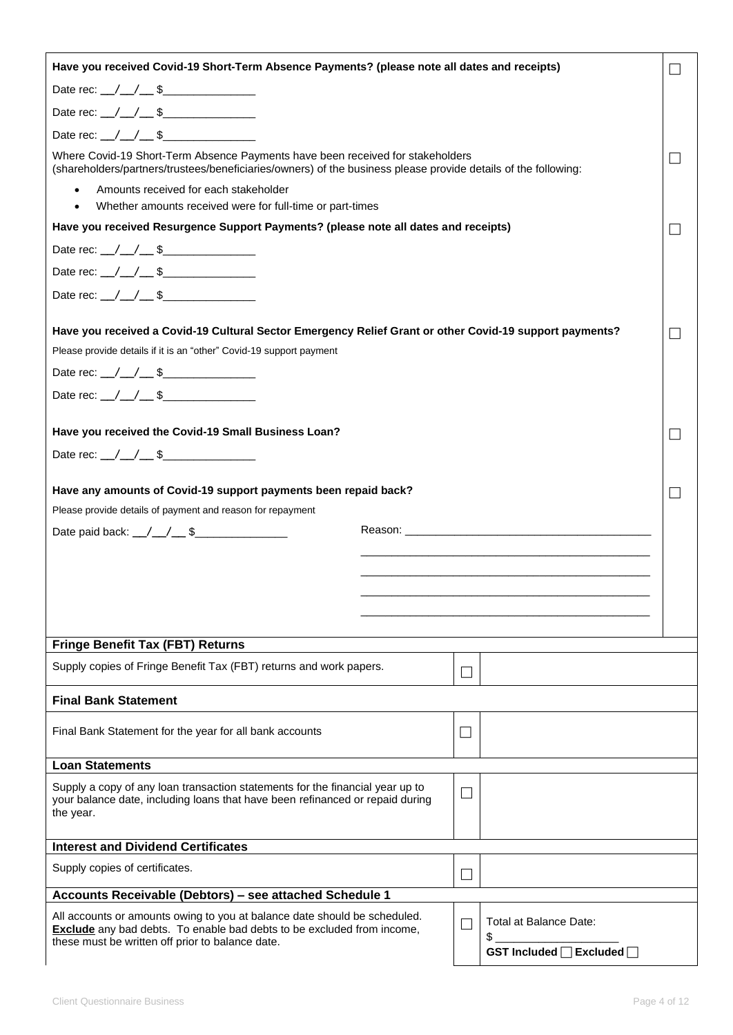| | |
|---|---|
| **Have you received Covid-19 Short-Term Absence Payments? (please note all dates and receipts)** | ☐ |
| Date rec: __/__/__ $_______________ | |
| Date rec: __/__/__ $_______________ | |
| Date rec: __/__/__ $_______________ | |
| Where Covid-19 Short-Term Absence Payments have been received for stakeholders (shareholders/partners/trustees/beneficiaries/owners) of the business please provide details of the following:<br>• Amounts received for each stakeholder<br>• Whether amounts received were for full-time or part-times | ☐ |
| **Have you received Resurgence Support Payments? (please note all dates and receipts)** | ☐ |
| Date rec: __/__/__ $_______________ | |
| Date rec: __/__/__ $_______________ | |
| Date rec: __/__/__ $_______________ | |
| **Have you received a Covid-19 Cultural Sector Emergency Relief Grant or other Covid-19 support payments?**<br>Please provide details if it is an "other" Covid-19 support payment | ☐ |
| Date rec: __/__/__ $_______________ | |
| Date rec: __/__/__ $_______________ | |
| **Have you received the Covid-19 Small Business Loan?** | ☐ |
| Date rec: __/__/__ $_______________ | |
| **Have any amounts of Covid-19 support payments been repaid back?**<br>Please provide details of payment and reason for repayment | ☐ |
| Date paid back: __/__/__ $_______________ Reason: _______________________________________ | |

| **Fringe Benefit Tax (FBT) Returns** | | |
|---|---|---|
| Supply copies of Fringe Benefit Tax (FBT) returns and work papers. | ☐ | |
| **Final Bank Statement** | | |
| Final Bank Statement for the year for all bank accounts | ☐ | |
| **Loan Statements** | | |
| Supply a copy of any loan transaction statements for the financial year up to your balance date, including loans that have been refinanced or repaid during the year. | ☐ | |
| **Interest and Dividend Certificates** | | |
| Supply copies of certificates. | ☐ | |
| **Accounts Receivable (Debtors) – see attached Schedule 1** | | |
| All accounts or amounts owing to you at balance date should be scheduled. **Exclude** any bad debts. To enable bad debts to be excluded from income, these must be written off prior to balance date. | ☐ | Total at Balance Date:<br>$ ___________________<br>**GST Included** ☐ **Excluded** ☐ |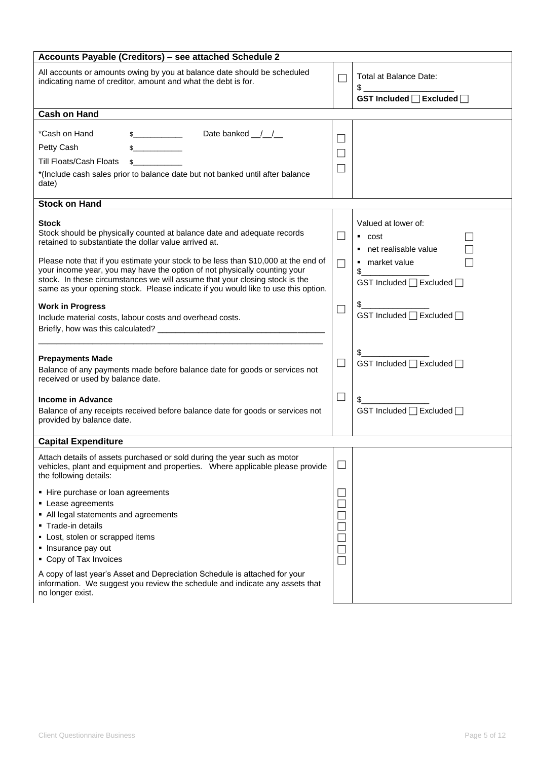| Accounts Payable (Creditors) – see attached Schedule 2 | | |
|---|---|---|
| All accounts or amounts owing by you at balance date should be scheduled indicating name of creditor, amount and what the debt is for. | ☐ | Total at Balance Date:<br>$ ____________________<br>**GST Included ☐ Excluded ☐** |

| Cash on Hand | | |
|---|---|---|
| *Cash on Hand $___________ Date banked __/__/__<br>Petty Cash $___________<br>Till Floats/Cash Floats $___________<br>*(Include cash sales prior to balance date but not banked until after balance date) | ☐<br>☐<br>☐ | |

| Stock on Hand | | |
|---|---|---|
| **Stock**<br>Stock should be physically counted at balance date and adequate records retained to substantiate the dollar value arrived at.<br><br>Please note that if you estimate your stock to be less than $10,000 at the end of your income year, you may have the option of not physically counting your stock. In these circumstances we will assume that your closing stock is the same as your opening stock. Please indicate if you would like to use this option. | ☐<br><br>☐ | Valued at lower of:<br>▪ cost ☐<br>▪ net realisable value ☐<br>▪ market value ☐<br>$_______________<br>GST Included ☐ Excluded ☐ |
| **Work in Progress**<br>Include material costs, labour costs and overhead costs.<br>Briefly, how was this calculated? ____________________________________<br>_______________________________________________________________ | ☐ | $_______________<br>GST Included ☐ Excluded ☐ |
| **Prepayments Made**<br>Balance of any payments made before balance date for goods or services not received or used by balance date. | ☐ | $_______________<br>GST Included ☐ Excluded ☐ |
| **Income in Advance**<br>Balance of any receipts received before balance date for goods or services not provided by balance date. | ☐ | $_______________<br>GST Included ☐ Excluded ☐ |

| Capital Expenditure | | |
|---|---|---|
| Attach details of assets purchased or sold during the year such as motor vehicles, plant and equipment and properties. Where applicable please provide the following details: | ☐ | |
| ▪ Hire purchase or loan agreements<br>▪ Lease agreements<br>▪ All legal statements and agreements<br>▪ Trade-in details<br>▪ Lost, stolen or scrapped items<br>▪ Insurance pay out<br>▪ Copy of Tax Invoices | ☐<br>☐<br>☐<br>☐<br>☐<br>☐<br>☐ | |
| A copy of last year's Asset and Depreciation Schedule is attached for your information. We suggest you review the schedule and indicate any assets that no longer exist. | | |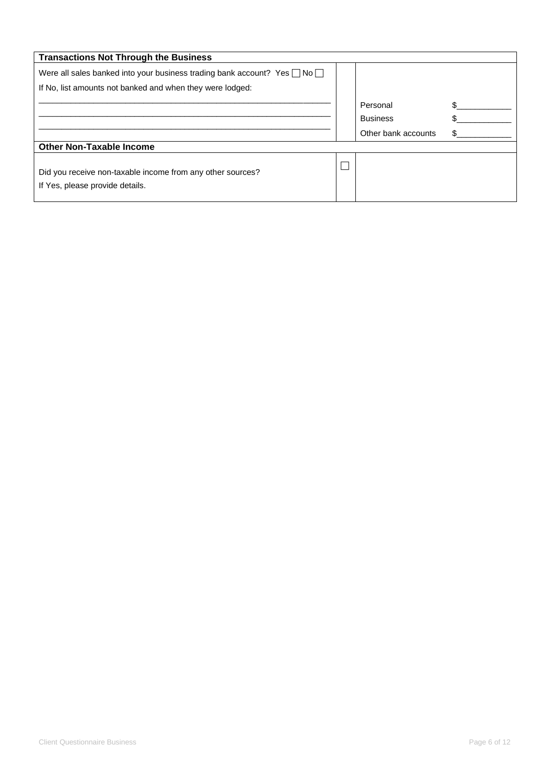| **Transactions Not Through the Business** | | | |
|---|---|---|---|
| Were all sales banked into your business trading bank account? Yes ☐ No ☐<br>If No, list amounts not banked and when they were lodged:<br>\_\_\_\_\_\_\_\_\_\_\_\_\_\_\_\_\_\_\_\_\_\_\_\_\_\_\_\_\_\_\_\_\_\_\_\_\_\_\_\_\_\_\_\_\_\_\_\_\_\_\_\_\_\_\_\_<br>\_\_\_\_\_\_\_\_\_\_\_\_\_\_\_\_\_\_\_\_\_\_\_\_\_\_\_\_\_\_\_\_\_\_\_\_\_\_\_\_\_\_\_\_\_\_\_\_\_\_\_\_\_\_\_\_<br>\_\_\_\_\_\_\_\_\_\_\_\_\_\_\_\_\_\_\_\_\_\_\_\_\_\_\_\_\_\_\_\_\_\_\_\_\_\_\_\_\_\_\_\_\_\_\_\_\_\_\_\_\_\_\_\_ | | Personal<br>Business<br>Other bank accounts | \$\_\_\_\_\_\_\_\_\_\_\_\_<br>\$\_\_\_\_\_\_\_\_\_\_\_\_<br>\$\_\_\_\_\_\_\_\_\_\_\_\_ |
| **Other Non-Taxable Income** | | | |
| Did you receive non-taxable income from any other sources?<br>If Yes, please provide details. | ☐ | | |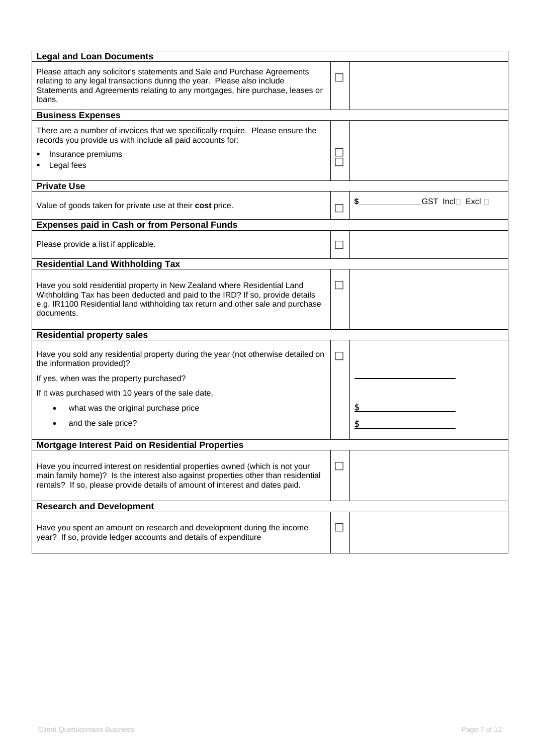| Legal and Loan Documents | | |
|---|---|---|
| Please attach any solicitor's statements and Sale and Purchase Agreements relating to any legal transactions during the year. Please also include Statements and Agreements relating to any mortgages, hire purchase, leases or loans. | ☐ | |
| **Business Expenses** | | |
| There are a number of invoices that we specifically require. Please ensure the records you provide us with include all paid accounts for:<br>▪ Insurance premiums<br>▪ Legal fees | ☐<br>☐ | |
| **Private Use** | | |
| Value of goods taken for private use at their **cost** price. | ☐ | $______________GST Incl☐ Excl ☐ |
| **Expenses paid in Cash or from Personal Funds** | | |
| Please provide a list if applicable. | ☐ | |
| **Residential Land Withholding Tax** | | |
| Have you sold residential property in New Zealand where Residential Land Withholding Tax has been deducted and paid to the IRD? If so, provide details e.g. IR1100 Residential land withholding tax return and other sale and purchase documents. | ☐ | |
| **Residential property sales** | | |
| Have you sold any residential property during the year (not otherwise detailed on the information provided)? | ☐ | |
| If yes, when was the property purchased? | | ____________________ |
| If it was purchased with 10 years of the sale date, | | |
| • what was the original purchase price | | $____________________ |
| • and the sale price? | | $____________________ |
| **Mortgage Interest Paid on Residential Properties** | | |
| Have you incurred interest on residential properties owned (which is not your main family home)? Is the interest also against properties other than residential rentals? If so, please provide details of amount of interest and dates paid. | ☐ | |
| **Research and Development** | | |
| Have you spent an amount on research and development during the income year? If so, provide ledger accounts and details of expenditure | ☐ | |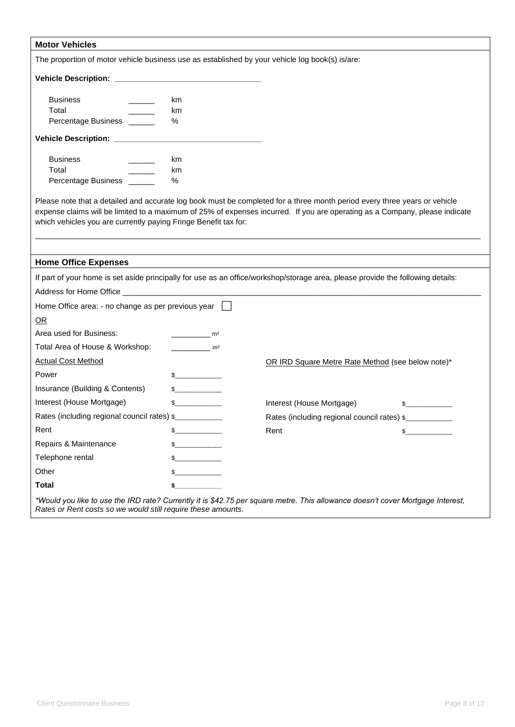## Motor Vehicles

The proportion of motor vehicle business use as established by your vehicle log book(s) is/are:

**Vehicle Description: _______________________________**

| | | |
|---|---|---|
| Business | ______ | km |
| Total | ______ | km |
| Percentage Business | ______ | % |

**Vehicle Description: _______________________________**

| | | |
|---|---|---|
| Business | ______ | km |
| Total | ______ | km |
| Percentage Business | ______ | % |

Please note that a detailed and accurate log book must be completed for a three month period every three years or vehicle expense claims will be limited to a maximum of 25% of expenses incurred. If you are operating as a Company, please indicate which vehicles you are currently paying Fringe Benefit tax for:

_____________________________________________________________________________________________

## Home Office Expenses

If part of your home is set aside principally for use as an office/workshop/storage area, please provide the following details:

Address for Home Office _____________________________________________________________________________

Home Office area: - no change as per previous year ☐

OR

Area used for Business: _________ m²

Total Area of House & Workshop: _________ m²

| Actual Cost Method | | OR IRD Square Metre Rate Method (see below note)* | |
|---|---|---|---|
| Power | $___________ | | |
| Insurance (Building & Contents) | $___________ | | |
| Interest (House Mortgage) | $___________ | Interest (House Mortgage) | $___________ |
| Rates (including regional council rates) | $___________ | Rates (including regional council rates) | $___________ |
| Rent | $___________ | Rent | $___________ |
| Repairs & Maintenance | $___________ | | |
| Telephone rental | $___________ | | |
| Other | $___________ | | |
| **Total** | **$___________** | | |

*\*Would you like to use the IRD rate? Currently it is $42.75 per square metre. This allowance doesn't cover Mortgage Interest, Rates or Rent costs so we would still require these amounts.*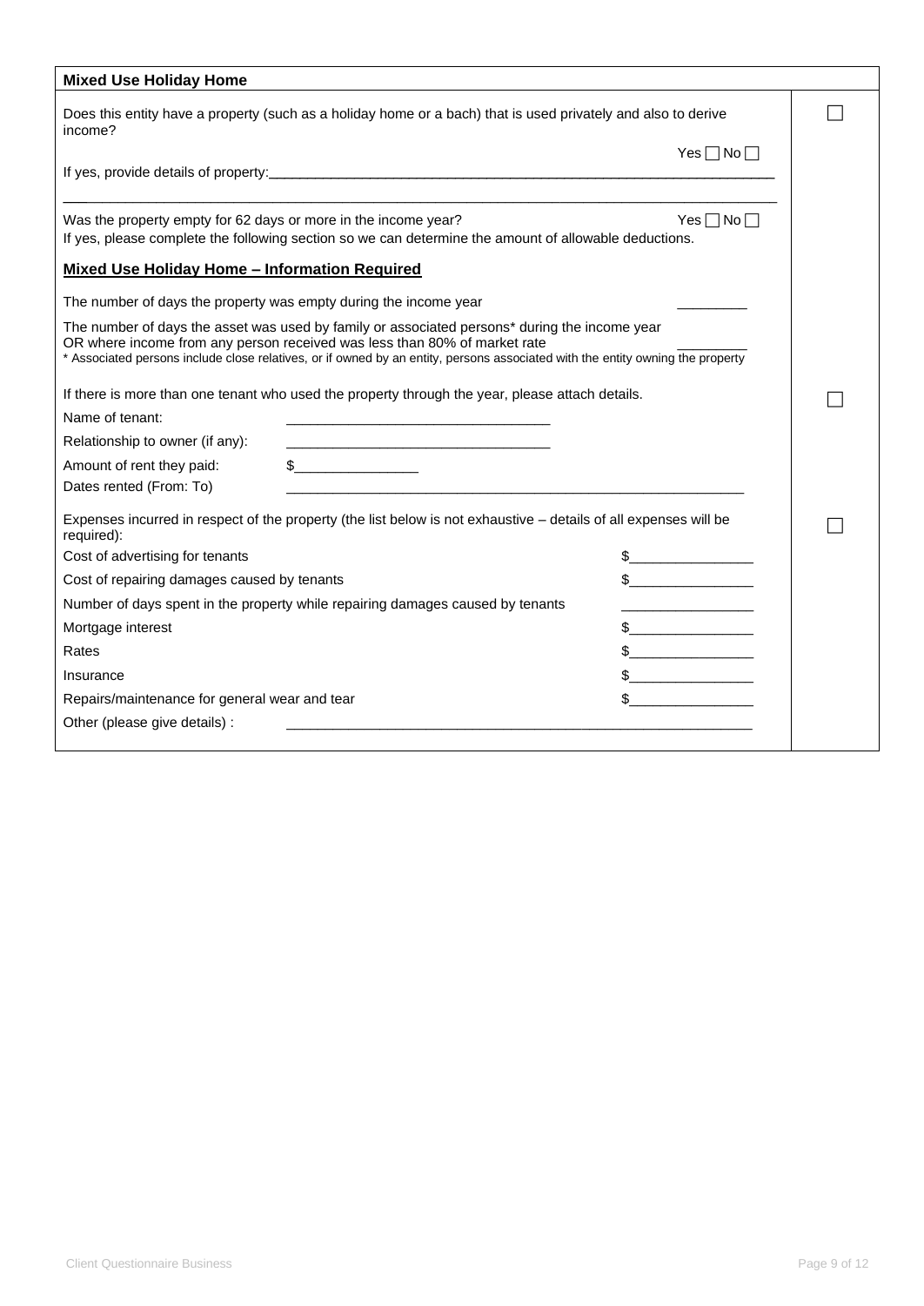## Mixed Use Holiday Home

Does this entity have a property (such as a holiday home or a bach) that is used privately and also to derive income? ☐

Yes ☐ No ☐

If yes, provide details of property:_______________________________________________________________________

_______________________________________________________________________________________________

Was the property empty for 62 days or more in the income year? Yes ☐ No ☐

If yes, please complete the following section so we can determine the amount of allowable deductions.

**Mixed Use Holiday Home – Information Required**

The number of days the property was empty during the income year _________

The number of days the asset was used by family or associated persons* during the income year OR where income from any person received was less than 80% of market rate _________

\* Associated persons include close relatives, or if owned by an entity, persons associated with the entity owning the property

If there is more than one tenant who used the property through the year, please attach details. ☐

Name of tenant: __________________________________

Relationship to owner (if any): __________________________________

Amount of rent they paid: $________________

Dates rented (From: To) ____________________________________________________________

Expenses incurred in respect of the property (the list below is not exhaustive – details of all expenses will be required): ☐

| | |
|---|---|
| Cost of advertising for tenants | $________________ |
| Cost of repairing damages caused by tenants | $________________ |
| Number of days spent in the property while repairing damages caused by tenants | ________________ |
| Mortgage interest | $________________ |
| Rates | $________________ |
| Insurance | $________________ |
| Repairs/maintenance for general wear and tear | $________________ |

Other (please give details) : ______________________________________________________________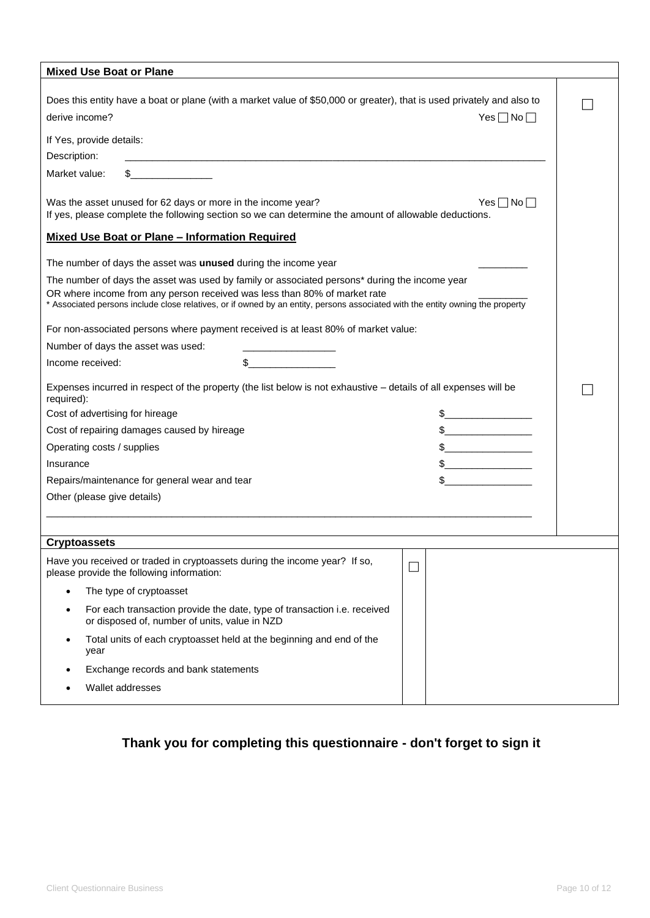## Mixed Use Boat or Plane

Does this entity have a boat or plane (with a market value of $50,000 or greater), that is used privately and also to derive income? Yes ☐ No ☐ ☐

If Yes, provide details:

Description: \_\_\_\_\_\_\_\_\_\_\_\_\_\_\_\_\_\_\_\_\_\_\_\_\_\_\_\_\_\_\_\_\_\_\_\_\_\_\_\_

Market value: $\_\_\_\_\_\_\_\_\_\_\_\_\_\_\_

Was the asset unused for 62 days or more in the income year? Yes ☐ No ☐

If yes, please complete the following section so we can determine the amount of allowable deductions.

### Mixed Use Boat or Plane – Information Required

The number of days the asset was **unused** during the income year \_\_\_\_\_\_\_\_\_

The number of days the asset was used by family or associated persons* during the income year OR where income from any person received was less than 80% of market rate \_\_\_\_\_\_\_\_\_

* Associated persons include close relatives, or if owned by an entity, persons associated with the entity owning the property

For non-associated persons where payment received is at least 80% of market value:

Number of days the asset was used: \_\_\_\_\_\_\_\_\_\_\_\_\_\_\_\_

Income received: $\_\_\_\_\_\_\_\_\_\_\_\_\_\_\_\_

Expenses incurred in respect of the property (the list below is not exhaustive – details of all expenses will be required): ☐

| | |
|---|---|
| Cost of advertising for hireage | $\_\_\_\_\_\_\_\_\_\_\_\_\_\_\_\_ |
| Cost of repairing damages caused by hireage | $\_\_\_\_\_\_\_\_\_\_\_\_\_\_\_\_ |
| Operating costs / supplies | $\_\_\_\_\_\_\_\_\_\_\_\_\_\_\_\_ |
| Insurance | $\_\_\_\_\_\_\_\_\_\_\_\_\_\_\_\_ |
| Repairs/maintenance for general wear and tear | $\_\_\_\_\_\_\_\_\_\_\_\_\_\_\_\_ |

Other (please give details)

\_\_\_\_\_\_\_\_\_\_\_\_\_\_\_\_\_\_\_\_\_\_\_\_\_\_\_\_\_\_\_\_\_\_\_\_\_\_\_\_

## Cryptoassets

Have you received or traded in cryptoassets during the income year? If so, please provide the following information: ☐

- The type of cryptoasset
- For each transaction provide the date, type of transaction i.e. received or disposed of, number of units, value in NZD
- Total units of each cryptoasset held at the beginning and end of the year
- Exchange records and bank statements
- Wallet addresses

## Thank you for completing this questionnaire - don't forget to sign it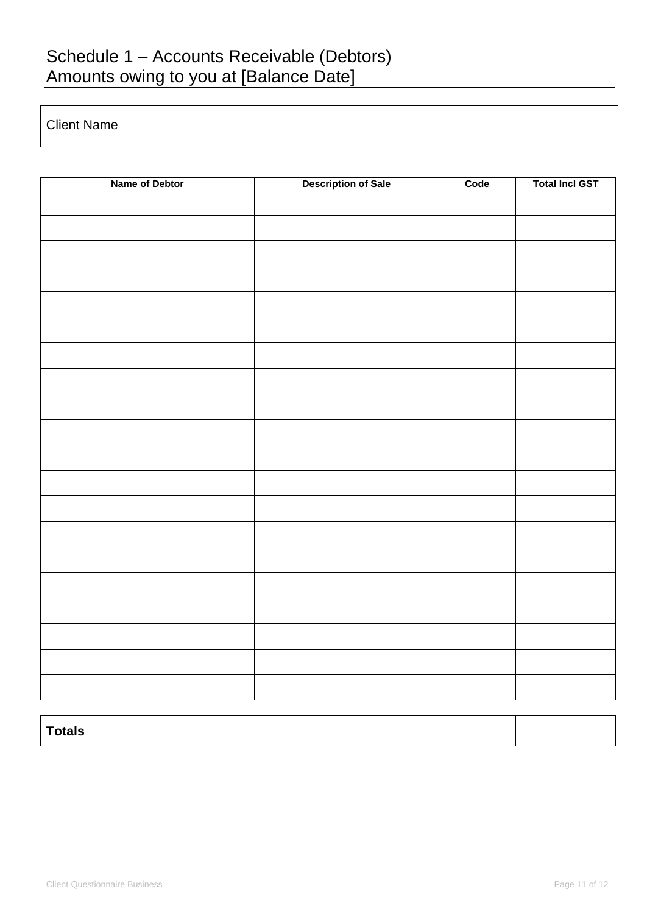# Schedule 1 – Accounts Receivable (Debtors)
Amounts owing to you at [Balance Date]

| Client Name | |
|---|---|

| Name of Debtor | Description of Sale | Code | Total Incl GST |
|---|---|---|---|
| | | | |
| | | | |
| | | | |
| | | | |
| | | | |
| | | | |
| | | | |
| | | | |
| | | | |
| | | | |
| | | | |
| | | | |
| | | | |
| | | | |
| | | | |
| | | | |
| | | | |
| | | | |
| | | | |
| | | | |

| **Totals** | |
|---|---|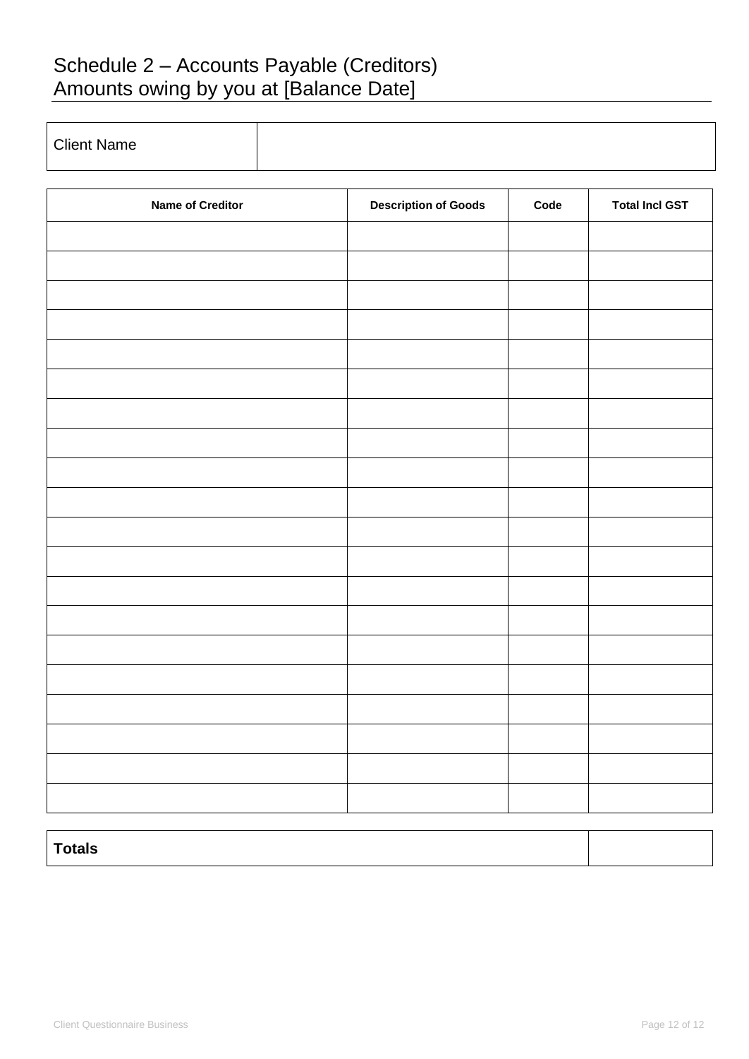# Schedule 2 – Accounts Payable (Creditors)
# Amounts owing by you at [Balance Date]

| Client Name | |
|---|---|

| Name of Creditor | Description of Goods | Code | Total Incl GST |
|---|---|---|---|
| | | | |
| | | | |
| | | | |
| | | | |
| | | | |
| | | | |
| | | | |
| | | | |
| | | | |
| | | | |
| | | | |
| | | | |
| | | | |
| | | | |
| | | | |
| | | | |
| | | | |
| | | | |
| | | | |
| | | | |

| **Totals** | |
|---|---|